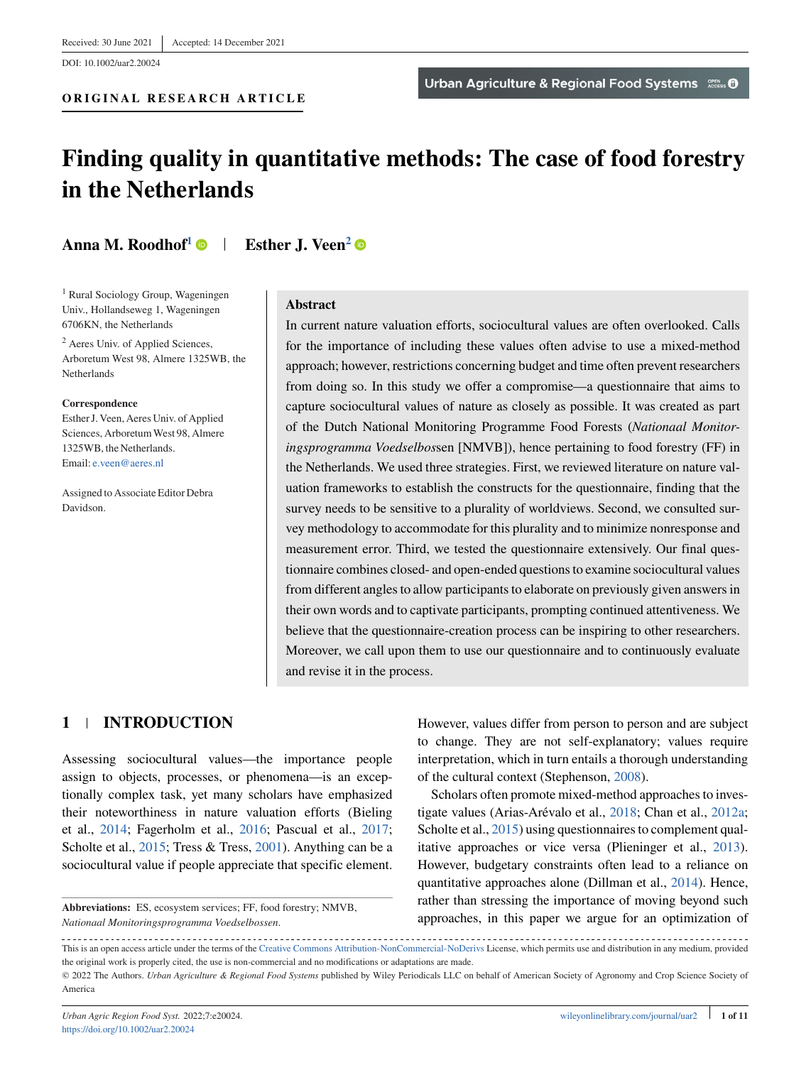Received: 30 June 2021 | Accepted: 14 December 2021

DOI: 10.1002/uar2.20024

**ORIGINAL RESEARCH ARTICLE**

# Finding quality in quantitative methods: The case of food forestry in the Netherlands

**Anna M. Roodhof**[1] | **Esther J. Veen**[2]

[1] Rural Sociology Group, Wageningen Univ., Hollandseweg 1, Wageningen 6706KN, the Netherlands

[2] Aeres Univ. of Applied Sciences, Arboretum West 98, Almere 1325WB, the Netherlands

**Correspondence**
Esther J. Veen, Aeres Univ. of Applied Sciences, Arboretum West 98, Almere 1325WB, the Netherlands.
Email: e.veen@aeres.nl

Assigned to Associate Editor Debra Davidson.

## Abstract

In current nature valuation efforts, sociocultural values are often overlooked. Calls for the importance of including these values often advise to use a mixed-method approach; however, restrictions concerning budget and time often prevent researchers from doing so. In this study we offer a compromise—a questionnaire that aims to capture sociocultural values of nature as closely as possible. It was created as part of the Dutch National Monitoring Programme Food Forests (*Nationaal Monitoringsprogramma Voedselbos*sen [NMVB]), hence pertaining to food forestry (FF) in the Netherlands. We used three strategies. First, we reviewed literature on nature valuation frameworks to establish the constructs for the questionnaire, finding that the survey needs to be sensitive to a plurality of worldviews. Second, we consulted survey methodology to accommodate for this plurality and to minimize nonresponse and measurement error. Third, we tested the questionnaire extensively. Our final questionnaire combines closed- and open-ended questions to examine sociocultural values from different angles to allow participants to elaborate on previously given answers in their own words and to captivate participants, prompting continued attentiveness. We believe that the questionnaire-creation process can be inspiring to other researchers. Moreover, we call upon them to use our questionnaire and to continuously evaluate and revise it in the process.

## 1 | INTRODUCTION

Assessing sociocultural values—the importance people assign to objects, processes, or phenomena—is an exceptionally complex task, yet many scholars have emphasized their noteworthiness in nature valuation efforts (Bieling et al., 2014; Fagerholm et al., 2016; Pascual et al., 2017; Scholte et al., 2015; Tress & Tress, 2001). Anything can be a sociocultural value if people appreciate that specific element. However, values differ from person to person and are subject to change. They are not self-explanatory; values require interpretation, which in turn entails a thorough understanding of the cultural context (Stephenson, 2008).

Scholars often promote mixed-method approaches to investigate values (Arias-Arévalo et al., 2018; Chan et al., 2012a; Scholte et al., 2015) using questionnaires to complement qualitative approaches or vice versa (Plieninger et al., 2013). However, budgetary constraints often lead to a reliance on quantitative approaches alone (Dillman et al., 2014). Hence, rather than stressing the importance of moving beyond such approaches, in this paper we argue for an optimization of

**Abbreviations:** ES, ecosystem services; FF, food forestry; NMVB, *Nationaal Monitoringsprogramma Voedselbossen*.

This is an open access article under the terms of the Creative Commons Attribution-NonCommercial-NoDerivs License, which permits use and distribution in any medium, provided the original work is properly cited, the use is non-commercial and no modifications or adaptations are made.

© 2022 The Authors. *Urban Agriculture & Regional Food Systems* published by Wiley Periodicals LLC on behalf of American Society of Agronomy and Crop Science Society of America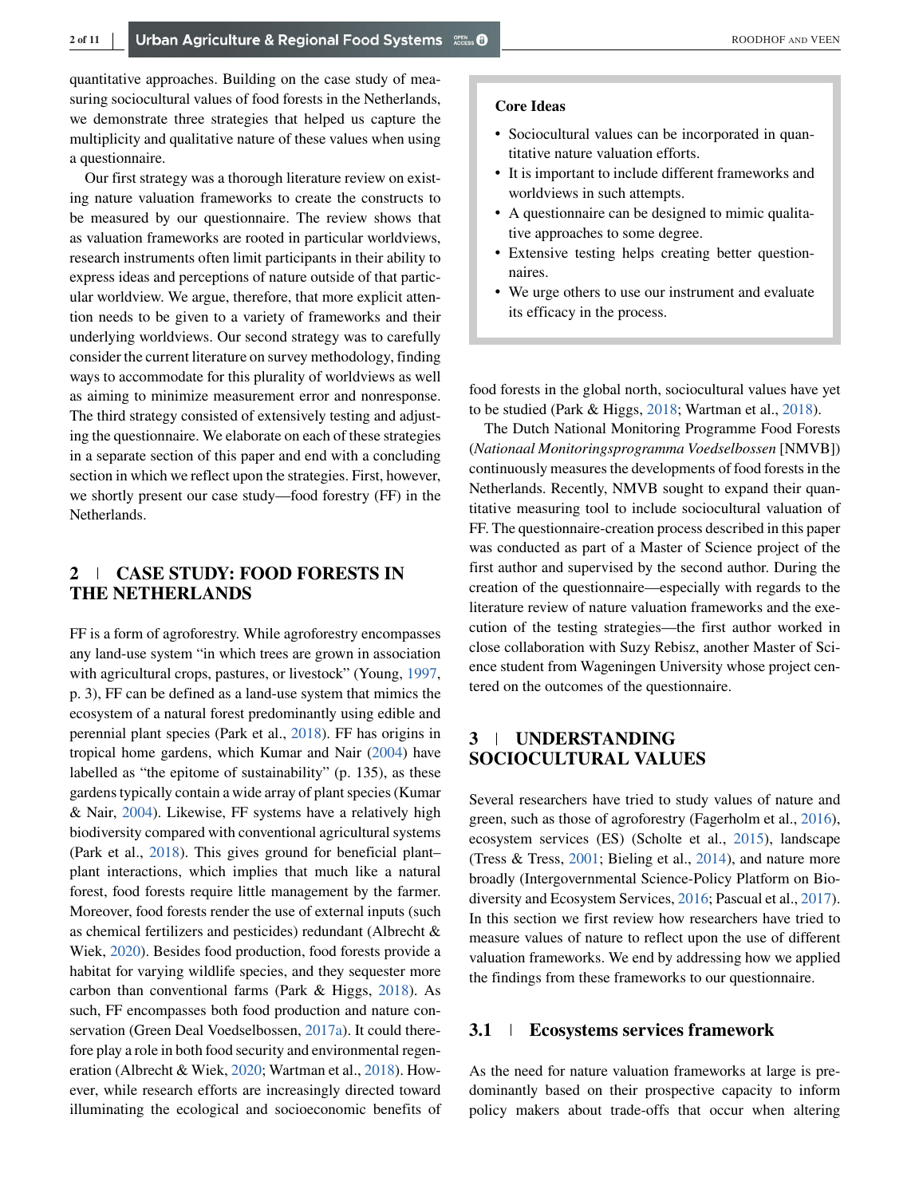quantitative approaches. Building on the case study of measuring sociocultural values of food forests in the Netherlands, we demonstrate three strategies that helped us capture the multiplicity and qualitative nature of these values when using a questionnaire.

Our first strategy was a thorough literature review on existing nature valuation frameworks to create the constructs to be measured by our questionnaire. The review shows that as valuation frameworks are rooted in particular worldviews, research instruments often limit participants in their ability to express ideas and perceptions of nature outside of that particular worldview. We argue, therefore, that more explicit attention needs to be given to a variety of frameworks and their underlying worldviews. Our second strategy was to carefully consider the current literature on survey methodology, finding ways to accommodate for this plurality of worldviews as well as aiming to minimize measurement error and nonresponse. The third strategy consisted of extensively testing and adjusting the questionnaire. We elaborate on each of these strategies in a separate section of this paper and end with a concluding section in which we reflect upon the strategies. First, however, we shortly present our case study—food forestry (FF) in the Netherlands.

> **Core Ideas**
>
> - Sociocultural values can be incorporated in quantitative nature valuation efforts.
> - It is important to include different frameworks and worldviews in such attempts.
> - A questionnaire can be designed to mimic qualitative approaches to some degree.
> - Extensive testing helps creating better questionnaires.
> - We urge others to use our instrument and evaluate its efficacy in the process.

## 2 | CASE STUDY: FOOD FORESTS IN THE NETHERLANDS

FF is a form of agroforestry. While agroforestry encompasses any land-use system "in which trees are grown in association with agricultural crops, pastures, or livestock" (Young, 1997, p. 3), FF can be defined as a land-use system that mimics the ecosystem of a natural forest predominantly using edible and perennial plant species (Park et al., 2018). FF has origins in tropical home gardens, which Kumar and Nair (2004) have labelled as "the epitome of sustainability" (p. 135), as these gardens typically contain a wide array of plant species (Kumar & Nair, 2004). Likewise, FF systems have a relatively high biodiversity compared with conventional agricultural systems (Park et al., 2018). This gives ground for beneficial plant–plant interactions, which implies that much like a natural forest, food forests require little management by the farmer. Moreover, food forests render the use of external inputs (such as chemical fertilizers and pesticides) redundant (Albrecht & Wiek, 2020). Besides food production, food forests provide a habitat for varying wildlife species, and they sequester more carbon than conventional farms (Park & Higgs, 2018). As such, FF encompasses both food production and nature conservation (Green Deal Voedselbossen, 2017a). It could therefore play a role in both food security and environmental regeneration (Albrecht & Wiek, 2020; Wartman et al., 2018). However, while research efforts are increasingly directed toward illuminating the ecological and socioeconomic benefits of food forests in the global north, sociocultural values have yet to be studied (Park & Higgs, 2018; Wartman et al., 2018).

The Dutch National Monitoring Programme Food Forests (*Nationaal Monitoringsprogramma Voedselbossen* [NMVB]) continuously measures the developments of food forests in the Netherlands. Recently, NMVB sought to expand their quantitative measuring tool to include sociocultural valuation of FF. The questionnaire-creation process described in this paper was conducted as part of a Master of Science project of the first author and supervised by the second author. During the creation of the questionnaire—especially with regards to the literature review of nature valuation frameworks and the execution of the testing strategies—the first author worked in close collaboration with Suzy Rebisz, another Master of Science student from Wageningen University whose project centered on the outcomes of the questionnaire.

## 3 | UNDERSTANDING SOCIOCULTURAL VALUES

Several researchers have tried to study values of nature and green, such as those of agroforestry (Fagerholm et al., 2016), ecosystem services (ES) (Scholte et al., 2015), landscape (Tress & Tress, 2001; Bieling et al., 2014), and nature more broadly (Intergovernmental Science-Policy Platform on Biodiversity and Ecosystem Services, 2016; Pascual et al., 2017). In this section we first review how researchers have tried to measure values of nature to reflect upon the use of different valuation frameworks. We end by addressing how we applied the findings from these frameworks to our questionnaire.

### 3.1 | Ecosystems services framework

As the need for nature valuation frameworks at large is predominantly based on their prospective capacity to inform policy makers about trade-offs that occur when altering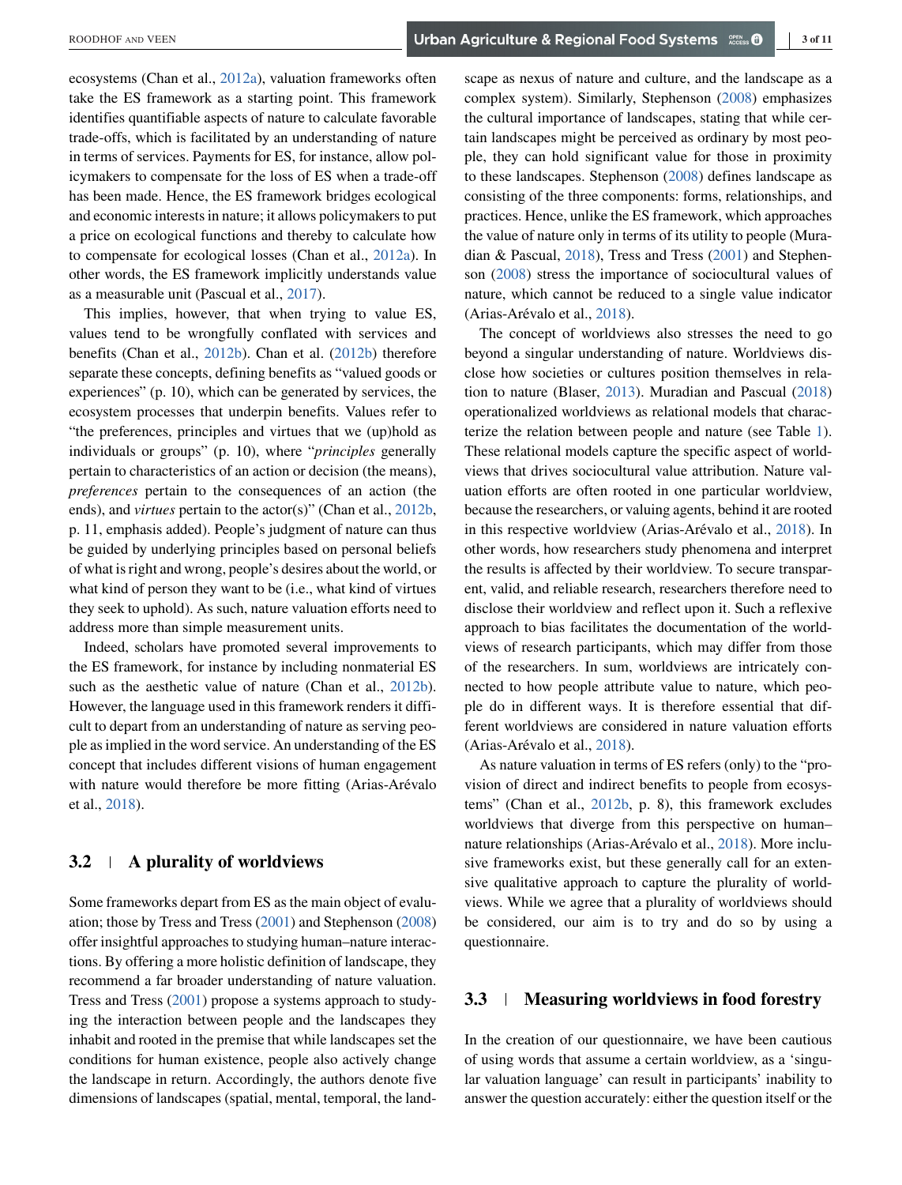ecosystems (Chan et al., 2012a), valuation frameworks often take the ES framework as a starting point. This framework identifies quantifiable aspects of nature to calculate favorable trade-offs, which is facilitated by an understanding of nature in terms of services. Payments for ES, for instance, allow policymakers to compensate for the loss of ES when a trade-off has been made. Hence, the ES framework bridges ecological and economic interests in nature; it allows policymakers to put a price on ecological functions and thereby to calculate how to compensate for ecological losses (Chan et al., 2012a). In other words, the ES framework implicitly understands value as a measurable unit (Pascual et al., 2017).

This implies, however, that when trying to value ES, values tend to be wrongfully conflated with services and benefits (Chan et al., 2012b). Chan et al. (2012b) therefore separate these concepts, defining benefits as "valued goods or experiences" (p. 10), which can be generated by services, the ecosystem processes that underpin benefits. Values refer to "the preferences, principles and virtues that we (up)hold as individuals or groups" (p. 10), where "*principles* generally pertain to characteristics of an action or decision (the means), *preferences* pertain to the consequences of an action (the ends), and *virtues* pertain to the actor(s)" (Chan et al., 2012b, p. 11, emphasis added). People's judgment of nature can thus be guided by underlying principles based on personal beliefs of what is right and wrong, people's desires about the world, or what kind of person they want to be (i.e., what kind of virtues they seek to uphold). As such, nature valuation efforts need to address more than simple measurement units.

Indeed, scholars have promoted several improvements to the ES framework, for instance by including nonmaterial ES such as the aesthetic value of nature (Chan et al., 2012b). However, the language used in this framework renders it difficult to depart from an understanding of nature as serving people as implied in the word service. An understanding of the ES concept that includes different visions of human engagement with nature would therefore be more fitting (Arias-Arévalo et al., 2018).

## 3.2 | A plurality of worldviews

Some frameworks depart from ES as the main object of evaluation; those by Tress and Tress (2001) and Stephenson (2008) offer insightful approaches to studying human–nature interactions. By offering a more holistic definition of landscape, they recommend a far broader understanding of nature valuation. Tress and Tress (2001) propose a systems approach to studying the interaction between people and the landscapes they inhabit and rooted in the premise that while landscapes set the conditions for human existence, people also actively change the landscape in return. Accordingly, the authors denote five dimensions of landscapes (spatial, mental, temporal, the landscape as nexus of nature and culture, and the landscape as a complex system). Similarly, Stephenson (2008) emphasizes the cultural importance of landscapes, stating that while certain landscapes might be perceived as ordinary by most people, they can hold significant value for those in proximity to these landscapes. Stephenson (2008) defines landscape as consisting of the three components: forms, relationships, and practices. Hence, unlike the ES framework, which approaches the value of nature only in terms of its utility to people (Muradian & Pascual, 2018), Tress and Tress (2001) and Stephenson (2008) stress the importance of sociocultural values of nature, which cannot be reduced to a single value indicator (Arias-Arévalo et al., 2018).

The concept of worldviews also stresses the need to go beyond a singular understanding of nature. Worldviews disclose how societies or cultures position themselves in relation to nature (Blaser, 2013). Muradian and Pascual (2018) operationalized worldviews as relational models that characterize the relation between people and nature (see Table 1). These relational models capture the specific aspect of worldviews that drives sociocultural value attribution. Nature valuation efforts are often rooted in one particular worldview, because the researchers, or valuing agents, behind it are rooted in this respective worldview (Arias-Arévalo et al., 2018). In other words, how researchers study phenomena and interpret the results is affected by their worldview. To secure transparent, valid, and reliable research, researchers therefore need to disclose their worldview and reflect upon it. Such a reflexive approach to bias facilitates the documentation of the worldviews of research participants, which may differ from those of the researchers. In sum, worldviews are intricately connected to how people attribute value to nature, which people do in different ways. It is therefore essential that different worldviews are considered in nature valuation efforts (Arias-Arévalo et al., 2018).

As nature valuation in terms of ES refers (only) to the "provision of direct and indirect benefits to people from ecosystems" (Chan et al., 2012b, p. 8), this framework excludes worldviews that diverge from this perspective on human–nature relationships (Arias-Arévalo et al., 2018). More inclusive frameworks exist, but these generally call for an extensive qualitative approach to capture the plurality of worldviews. While we agree that a plurality of worldviews should be considered, our aim is to try and do so by using a questionnaire.

## 3.3 | Measuring worldviews in food forestry

In the creation of our questionnaire, we have been cautious of using words that assume a certain worldview, as a 'singular valuation language' can result in participants' inability to answer the question accurately: either the question itself or the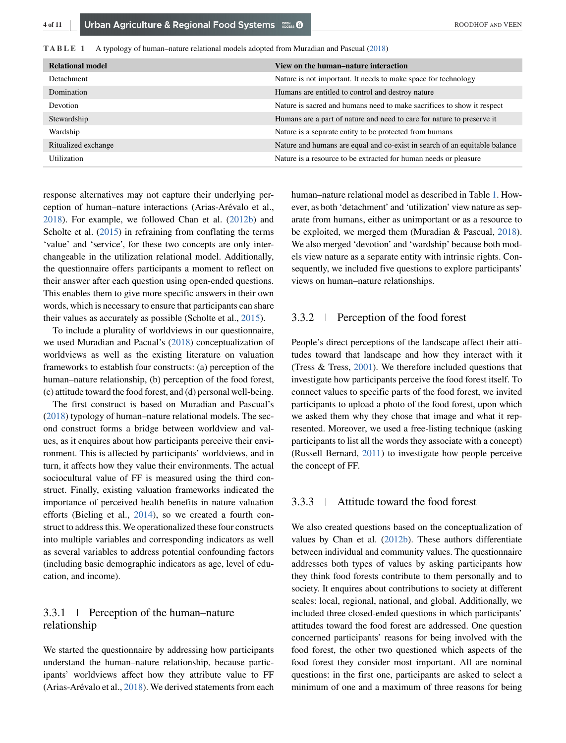**TABLE 1** A typology of human–nature relational models adopted from Muradian and Pascual (2018)

| Relational model | View on the human–nature interaction |
|---|---|
| Detachment | Nature is not important. It needs to make space for technology |
| Domination | Humans are entitled to control and destroy nature |
| Devotion | Nature is sacred and humans need to make sacrifices to show it respect |
| Stewardship | Humans are a part of nature and need to care for nature to preserve it |
| Wardship | Nature is a separate entity to be protected from humans |
| Ritualized exchange | Nature and humans are equal and co-exist in search of an equitable balance |
| Utilization | Nature is a resource to be extracted for human needs or pleasure |

response alternatives may not capture their underlying perception of human–nature interactions (Arias-Arévalo et al., 2018). For example, we followed Chan et al. (2012b) and Scholte et al. (2015) in refraining from conflating the terms 'value' and 'service', for these two concepts are only interchangeable in the utilization relational model. Additionally, the questionnaire offers participants a moment to reflect on their answer after each question using open-ended questions. This enables them to give more specific answers in their own words, which is necessary to ensure that participants can share their values as accurately as possible (Scholte et al., 2015).

To include a plurality of worldviews in our questionnaire, we used Muradian and Pacual's (2018) conceptualization of worldviews as well as the existing literature on valuation frameworks to establish four constructs: (a) perception of the human–nature relationship, (b) perception of the food forest, (c) attitude toward the food forest, and (d) personal well-being.

The first construct is based on Muradian and Pascual's (2018) typology of human–nature relational models. The second construct forms a bridge between worldview and values, as it enquires about how participants perceive their environment. This is affected by participants' worldviews, and in turn, it affects how they value their environments. The actual sociocultural value of FF is measured using the third construct. Finally, existing valuation frameworks indicated the importance of perceived health benefits in nature valuation efforts (Bieling et al., 2014), so we created a fourth construct to address this. We operationalized these four constructs into multiple variables and corresponding indicators as well as several variables to address potential confounding factors (including basic demographic indicators as age, level of education, and income).

### 3.3.1 | Perception of the human–nature relationship

We started the questionnaire by addressing how participants understand the human–nature relationship, because participants' worldviews affect how they attribute value to FF (Arias-Arévalo et al., 2018). We derived statements from each human–nature relational model as described in Table 1. However, as both 'detachment' and 'utilization' view nature as separate from humans, either as unimportant or as a resource to be exploited, we merged them (Muradian & Pascual, 2018). We also merged 'devotion' and 'wardship' because both models view nature as a separate entity with intrinsic rights. Consequently, we included five questions to explore participants' views on human–nature relationships.

### 3.3.2 | Perception of the food forest

People's direct perceptions of the landscape affect their attitudes toward that landscape and how they interact with it (Tress & Tress, 2001). We therefore included questions that investigate how participants perceive the food forest itself. To connect values to specific parts of the food forest, we invited participants to upload a photo of the food forest, upon which we asked them why they chose that image and what it represented. Moreover, we used a free-listing technique (asking participants to list all the words they associate with a concept) (Russell Bernard, 2011) to investigate how people perceive the concept of FF.

### 3.3.3 | Attitude toward the food forest

We also created questions based on the conceptualization of values by Chan et al. (2012b). These authors differentiate between individual and community values. The questionnaire addresses both types of values by asking participants how they think food forests contribute to them personally and to society. It enquires about contributions to society at different scales: local, regional, national, and global. Additionally, we included three closed-ended questions in which participants' attitudes toward the food forest are addressed. One question concerned participants' reasons for being involved with the food forest, the other two questioned which aspects of the food forest they consider most important. All are nominal questions: in the first one, participants are asked to select a minimum of one and a maximum of three reasons for being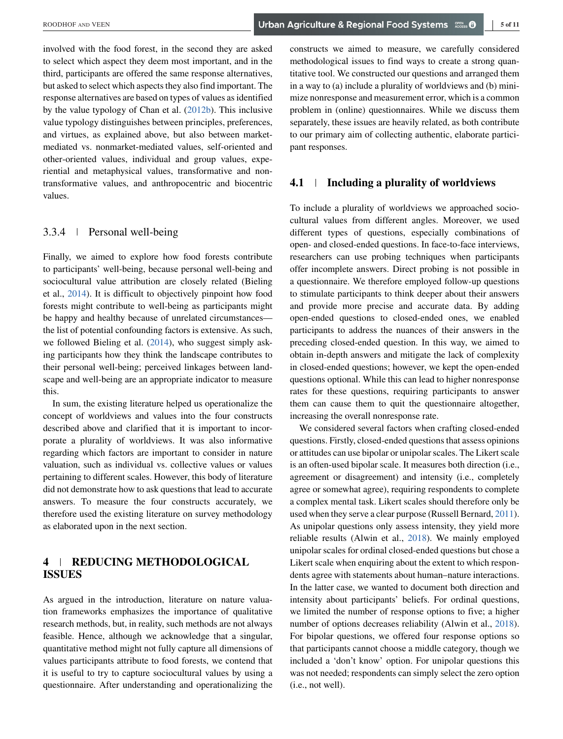involved with the food forest, in the second they are asked to select which aspect they deem most important, and in the third, participants are offered the same response alternatives, but asked to select which aspects they also find important. The response alternatives are based on types of values as identified by the value typology of Chan et al. (2012b). This inclusive value typology distinguishes between principles, preferences, and virtues, as explained above, but also between market-mediated vs. nonmarket-mediated values, self-oriented and other-oriented values, individual and group values, experiential and metaphysical values, transformative and non-transformative values, and anthropocentric and biocentric values.

### 3.3.4 | Personal well-being

Finally, we aimed to explore how food forests contribute to participants' well-being, because personal well-being and sociocultural value attribution are closely related (Bieling et al., 2014). It is difficult to objectively pinpoint how food forests might contribute to well-being as participants might be happy and healthy because of unrelated circumstances—the list of potential confounding factors is extensive. As such, we followed Bieling et al. (2014), who suggest simply asking participants how they think the landscape contributes to their personal well-being; perceived linkages between landscape and well-being are an appropriate indicator to measure this.

In sum, the existing literature helped us operationalize the concept of worldviews and values into the four constructs described above and clarified that it is important to incorporate a plurality of worldviews. It was also informative regarding which factors are important to consider in nature valuation, such as individual vs. collective values or values pertaining to different scales. However, this body of literature did not demonstrate how to ask questions that lead to accurate answers. To measure the four constructs accurately, we therefore used the existing literature on survey methodology as elaborated upon in the next section.

## 4 | REDUCING METHODOLOGICAL ISSUES

As argued in the introduction, literature on nature valuation frameworks emphasizes the importance of qualitative research methods, but, in reality, such methods are not always feasible. Hence, although we acknowledge that a singular, quantitative method might not fully capture all dimensions of values participants attribute to food forests, we contend that it is useful to try to capture sociocultural values by using a questionnaire. After understanding and operationalizing the constructs we aimed to measure, we carefully considered methodological issues to find ways to create a strong quantitative tool. We constructed our questions and arranged them in a way to (a) include a plurality of worldviews and (b) minimize nonresponse and measurement error, which is a common problem in (online) questionnaires. While we discuss them separately, these issues are heavily related, as both contribute to our primary aim of collecting authentic, elaborate participant responses.

### 4.1 | Including a plurality of worldviews

To include a plurality of worldviews we approached sociocultural values from different angles. Moreover, we used different types of questions, especially combinations of open- and closed-ended questions. In face-to-face interviews, researchers can use probing techniques when participants offer incomplete answers. Direct probing is not possible in a questionnaire. We therefore employed follow-up questions to stimulate participants to think deeper about their answers and provide more precise and accurate data. By adding open-ended questions to closed-ended ones, we enabled participants to address the nuances of their answers in the preceding closed-ended question. In this way, we aimed to obtain in-depth answers and mitigate the lack of complexity in closed-ended questions; however, we kept the open-ended questions optional. While this can lead to higher nonresponse rates for these questions, requiring participants to answer them can cause them to quit the questionnaire altogether, increasing the overall nonresponse rate.

We considered several factors when crafting closed-ended questions. Firstly, closed-ended questions that assess opinions or attitudes can use bipolar or unipolar scales. The Likert scale is an often-used bipolar scale. It measures both direction (i.e., agreement or disagreement) and intensity (i.e., completely agree or somewhat agree), requiring respondents to complete a complex mental task. Likert scales should therefore only be used when they serve a clear purpose (Russell Bernard, 2011). As unipolar questions only assess intensity, they yield more reliable results (Alwin et al., 2018). We mainly employed unipolar scales for ordinal closed-ended questions but chose a Likert scale when enquiring about the extent to which respondents agree with statements about human–nature interactions. In the latter case, we wanted to document both direction and intensity about participants' beliefs. For ordinal questions, we limited the number of response options to five; a higher number of options decreases reliability (Alwin et al., 2018). For bipolar questions, we offered four response options so that participants cannot choose a middle category, though we included a 'don't know' option. For unipolar questions this was not needed; respondents can simply select the zero option (i.e., not well).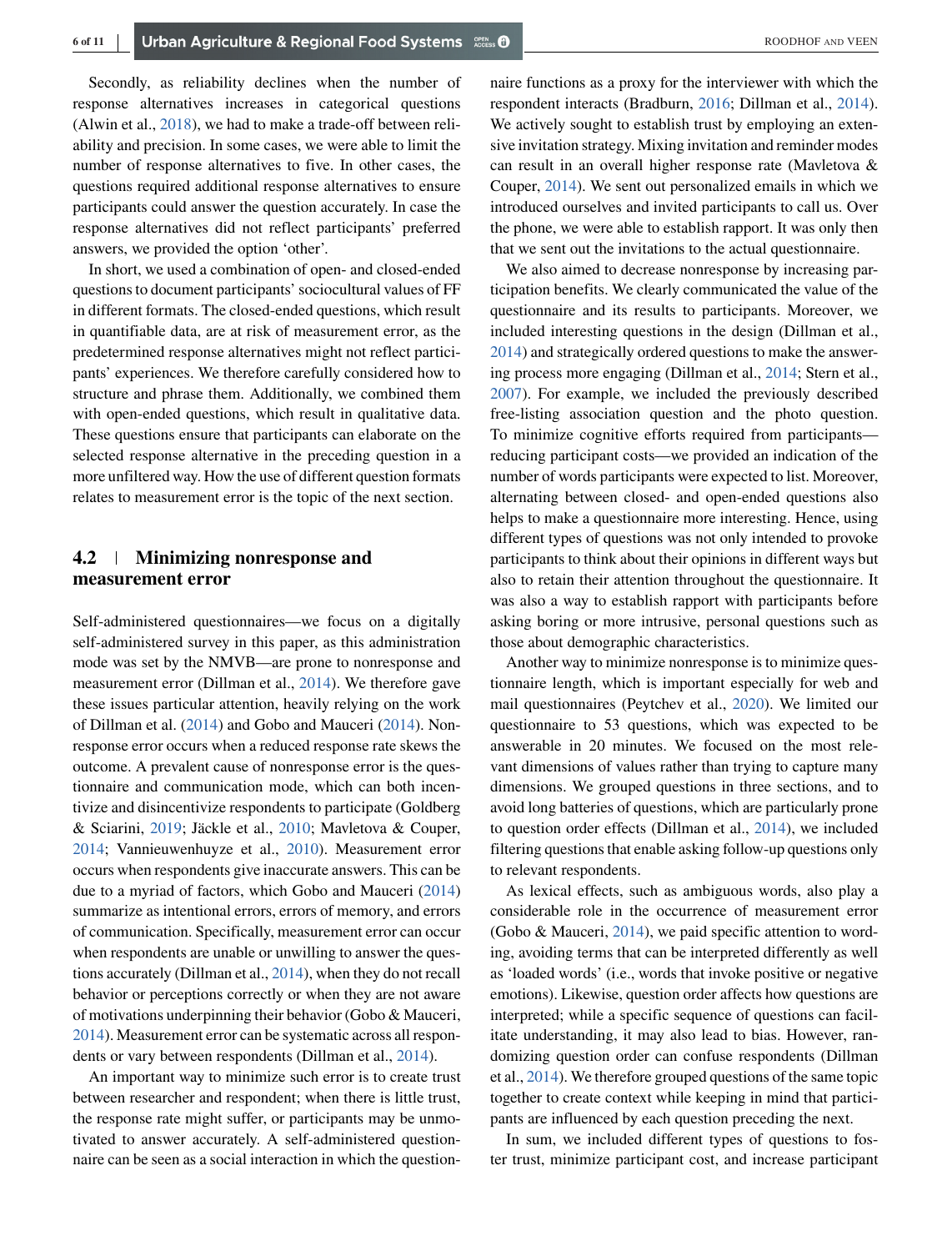Secondly, as reliability declines when the number of response alternatives increases in categorical questions (Alwin et al., 2018), we had to make a trade-off between reliability and precision. In some cases, we were able to limit the number of response alternatives to five. In other cases, the questions required additional response alternatives to ensure participants could answer the question accurately. In case the response alternatives did not reflect participants' preferred answers, we provided the option 'other'.

In short, we used a combination of open- and closed-ended questions to document participants' sociocultural values of FF in different formats. The closed-ended questions, which result in quantifiable data, are at risk of measurement error, as the predetermined response alternatives might not reflect participants' experiences. We therefore carefully considered how to structure and phrase them. Additionally, we combined them with open-ended questions, which result in qualitative data. These questions ensure that participants can elaborate on the selected response alternative in the preceding question in a more unfiltered way. How the use of different question formats relates to measurement error is the topic of the next section.

## 4.2 | Minimizing nonresponse and measurement error

Self-administered questionnaires—we focus on a digitally self-administered survey in this paper, as this administration mode was set by the NMVB—are prone to nonresponse and measurement error (Dillman et al., 2014). We therefore gave these issues particular attention, heavily relying on the work of Dillman et al. (2014) and Gobo and Mauceri (2014). Nonresponse error occurs when a reduced response rate skews the outcome. A prevalent cause of nonresponse error is the questionnaire and communication mode, which can both incentivize and disincentivize respondents to participate (Goldberg & Sciarini, 2019; Jäckle et al., 2010; Mavletova & Couper, 2014; Vannieuwenhuyze et al., 2010). Measurement error occurs when respondents give inaccurate answers. This can be due to a myriad of factors, which Gobo and Mauceri (2014) summarize as intentional errors, errors of memory, and errors of communication. Specifically, measurement error can occur when respondents are unable or unwilling to answer the questions accurately (Dillman et al., 2014), when they do not recall behavior or perceptions correctly or when they are not aware of motivations underpinning their behavior (Gobo & Mauceri, 2014). Measurement error can be systematic across all respondents or vary between respondents (Dillman et al., 2014).

An important way to minimize such error is to create trust between researcher and respondent; when there is little trust, the response rate might suffer, or participants may be unmotivated to answer accurately. A self-administered questionnaire can be seen as a social interaction in which the questionnaire functions as a proxy for the interviewer with which the respondent interacts (Bradburn, 2016; Dillman et al., 2014). We actively sought to establish trust by employing an extensive invitation strategy. Mixing invitation and reminder modes can result in an overall higher response rate (Mavletova & Couper, 2014). We sent out personalized emails in which we introduced ourselves and invited participants to call us. Over the phone, we were able to establish rapport. It was only then that we sent out the invitations to the actual questionnaire.

We also aimed to decrease nonresponse by increasing participation benefits. We clearly communicated the value of the questionnaire and its results to participants. Moreover, we included interesting questions in the design (Dillman et al., 2014) and strategically ordered questions to make the answering process more engaging (Dillman et al., 2014; Stern et al., 2007). For example, we included the previously described free-listing association question and the photo question. To minimize cognitive efforts required from participants—reducing participant costs—we provided an indication of the number of words participants were expected to list. Moreover, alternating between closed- and open-ended questions also helps to make a questionnaire more interesting. Hence, using different types of questions was not only intended to provoke participants to think about their opinions in different ways but also to retain their attention throughout the questionnaire. It was also a way to establish rapport with participants before asking boring or more intrusive, personal questions such as those about demographic characteristics.

Another way to minimize nonresponse is to minimize questionnaire length, which is important especially for web and mail questionnaires (Peytchev et al., 2020). We limited our questionnaire to 53 questions, which was expected to be answerable in 20 minutes. We focused on the most relevant dimensions of values rather than trying to capture many dimensions. We grouped questions in three sections, and to avoid long batteries of questions, which are particularly prone to question order effects (Dillman et al., 2014), we included filtering questions that enable asking follow-up questions only to relevant respondents.

As lexical effects, such as ambiguous words, also play a considerable role in the occurrence of measurement error (Gobo & Mauceri, 2014), we paid specific attention to wording, avoiding terms that can be interpreted differently as well as 'loaded words' (i.e., words that invoke positive or negative emotions). Likewise, question order affects how questions are interpreted; while a specific sequence of questions can facilitate understanding, it may also lead to bias. However, randomizing question order can confuse respondents (Dillman et al., 2014). We therefore grouped questions of the same topic together to create context while keeping in mind that participants are influenced by each question preceding the next.

In sum, we included different types of questions to foster trust, minimize participant cost, and increase participant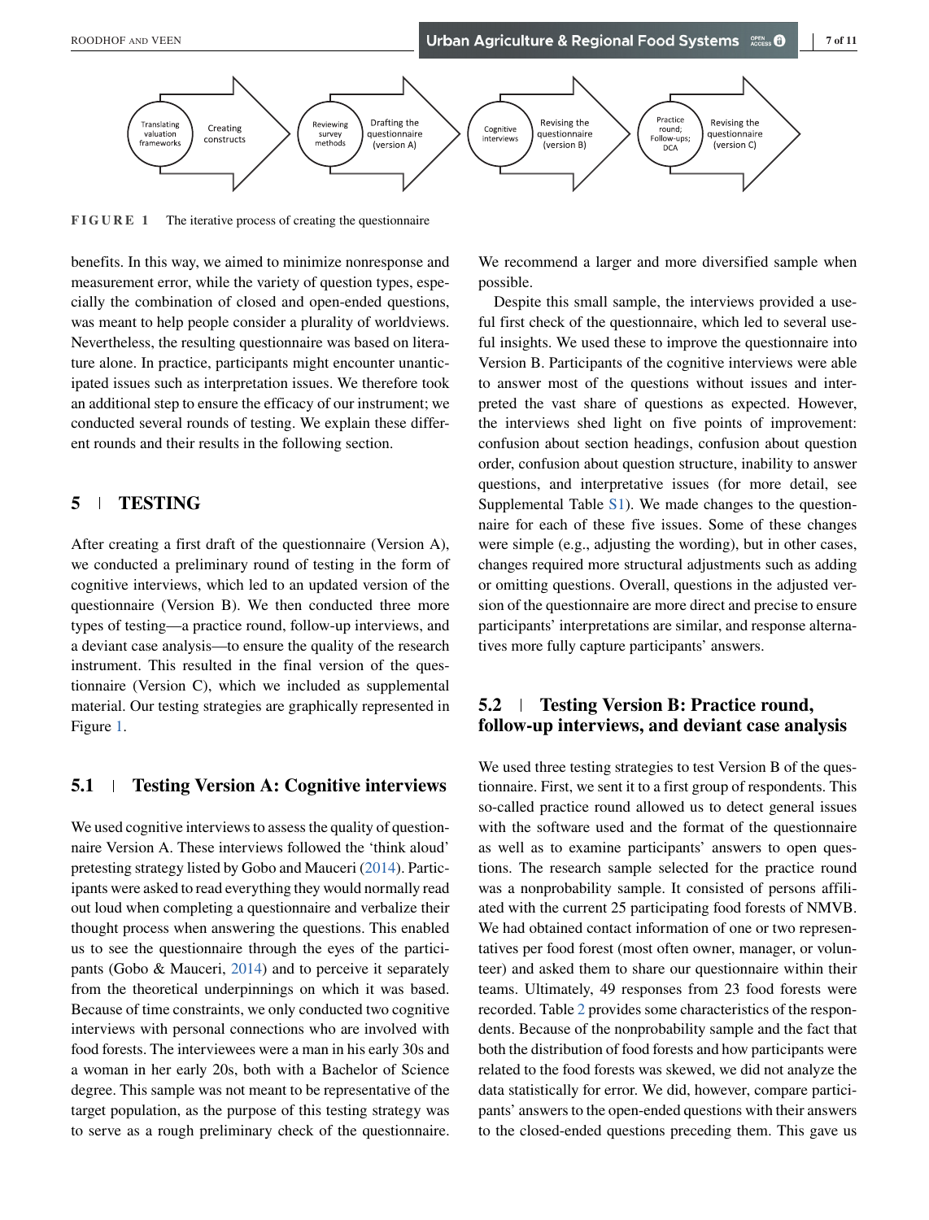FIGURE 1 The iterative process of creating the questionnaire

benefits. In this way, we aimed to minimize nonresponse and measurement error, while the variety of question types, especially the combination of closed and open-ended questions, was meant to help people consider a plurality of worldviews. Nevertheless, the resulting questionnaire was based on literature alone. In practice, participants might encounter unanticipated issues such as interpretation issues. We therefore took an additional step to ensure the efficacy of our instrument; we conducted several rounds of testing. We explain these different rounds and their results in the following section.

## 5 | TESTING

After creating a first draft of the questionnaire (Version A), we conducted a preliminary round of testing in the form of cognitive interviews, which led to an updated version of the questionnaire (Version B). We then conducted three more types of testing—a practice round, follow-up interviews, and a deviant case analysis—to ensure the quality of the research instrument. This resulted in the final version of the questionnaire (Version C), which we included as supplemental material. Our testing strategies are graphically represented in Figure 1.

### 5.1 | Testing Version A: Cognitive interviews

We used cognitive interviews to assess the quality of questionnaire Version A. These interviews followed the 'think aloud' pretesting strategy listed by Gobo and Mauceri (2014). Participants were asked to read everything they would normally read out loud when completing a questionnaire and verbalize their thought process when answering the questions. This enabled us to see the questionnaire through the eyes of the participants (Gobo & Mauceri, 2014) and to perceive it separately from the theoretical underpinnings on which it was based. Because of time constraints, we only conducted two cognitive interviews with personal connections who are involved with food forests. The interviewees were a man in his early 30s and a woman in her early 20s, both with a Bachelor of Science degree. This sample was not meant to be representative of the target population, as the purpose of this testing strategy was to serve as a rough preliminary check of the questionnaire. We recommend a larger and more diversified sample when possible.

Despite this small sample, the interviews provided a useful first check of the questionnaire, which led to several useful insights. We used these to improve the questionnaire into Version B. Participants of the cognitive interviews were able to answer most of the questions without issues and interpreted the vast share of questions as expected. However, the interviews shed light on five points of improvement: confusion about section headings, confusion about question order, confusion about question structure, inability to answer questions, and interpretative issues (for more detail, see Supplemental Table S1). We made changes to the questionnaire for each of these five issues. Some of these changes were simple (e.g., adjusting the wording), but in other cases, changes required more structural adjustments such as adding or omitting questions. Overall, questions in the adjusted version of the questionnaire are more direct and precise to ensure participants' interpretations are similar, and response alternatives more fully capture participants' answers.

### 5.2 | Testing Version B: Practice round, follow-up interviews, and deviant case analysis

We used three testing strategies to test Version B of the questionnaire. First, we sent it to a first group of respondents. This so-called practice round allowed us to detect general issues with the software used and the format of the questionnaire as well as to examine participants' answers to open questions. The research sample selected for the practice round was a nonprobability sample. It consisted of persons affiliated with the current 25 participating food forests of NMVB. We had obtained contact information of one or two representatives per food forest (most often owner, manager, or volunteer) and asked them to share our questionnaire within their teams. Ultimately, 49 responses from 23 food forests were recorded. Table 2 provides some characteristics of the respondents. Because of the nonprobability sample and the fact that both the distribution of food forests and how participants were related to the food forests was skewed, we did not analyze the data statistically for error. We did, however, compare participants' answers to the open-ended questions with their answers to the closed-ended questions preceding them. This gave us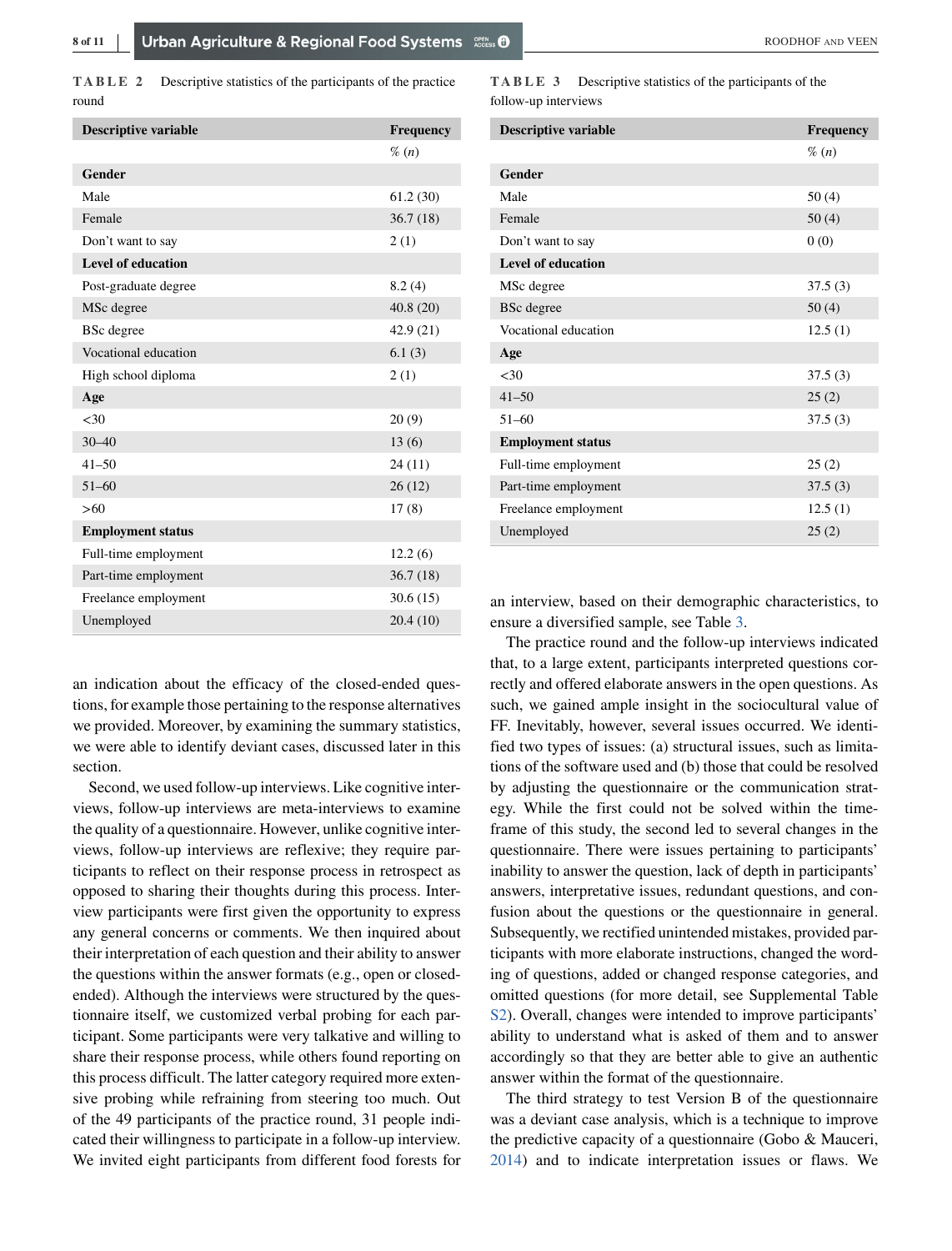**TABLE 2** Descriptive statistics of the participants of the practice round

| Descriptive variable | Frequency |
|---|---|
| | % (*n*) |
| **Gender** | |
| Male | 61.2 (30) |
| Female | 36.7 (18) |
| Don't want to say | 2 (1) |
| **Level of education** | |
| Post-graduate degree | 8.2 (4) |
| MSc degree | 40.8 (20) |
| BSc degree | 42.9 (21) |
| Vocational education | 6.1 (3) |
| High school diploma | 2 (1) |
| **Age** | |
| <30 | 20 (9) |
| 30–40 | 13 (6) |
| 41–50 | 24 (11) |
| 51–60 | 26 (12) |
| >60 | 17 (8) |
| **Employment status** | |
| Full-time employment | 12.2 (6) |
| Part-time employment | 36.7 (18) |
| Freelance employment | 30.6 (15) |
| Unemployed | 20.4 (10) |

an indication about the efficacy of the closed-ended questions, for example those pertaining to the response alternatives we provided. Moreover, by examining the summary statistics, we were able to identify deviant cases, discussed later in this section.

Second, we used follow-up interviews. Like cognitive interviews, follow-up interviews are meta-interviews to examine the quality of a questionnaire. However, unlike cognitive interviews, follow-up interviews are reflexive; they require participants to reflect on their response process in retrospect as opposed to sharing their thoughts during this process. Interview participants were first given the opportunity to express any general concerns or comments. We then inquired about their interpretation of each question and their ability to answer the questions within the answer formats (e.g., open or closed-ended). Although the interviews were structured by the questionnaire itself, we customized verbal probing for each participant. Some participants were very talkative and willing to share their response process, while others found reporting on this process difficult. The latter category required more extensive probing while refraining from steering too much. Out of the 49 participants of the practice round, 31 people indicated their willingness to participate in a follow-up interview. We invited eight participants from different food forests for an interview, based on their demographic characteristics, to ensure a diversified sample, see Table 3.

**TABLE 3** Descriptive statistics of the participants of the follow-up interviews

| Descriptive variable | Frequency |
|---|---|
| | % (*n*) |
| **Gender** | |
| Male | 50 (4) |
| Female | 50 (4) |
| Don't want to say | 0 (0) |
| **Level of education** | |
| MSc degree | 37.5 (3) |
| BSc degree | 50 (4) |
| Vocational education | 12.5 (1) |
| **Age** | |
| <30 | 37.5 (3) |
| 41–50 | 25 (2) |
| 51–60 | 37.5 (3) |
| **Employment status** | |
| Full-time employment | 25 (2) |
| Part-time employment | 37.5 (3) |
| Freelance employment | 12.5 (1) |
| Unemployed | 25 (2) |

The practice round and the follow-up interviews indicated that, to a large extent, participants interpreted questions correctly and offered elaborate answers in the open questions. As such, we gained ample insight in the sociocultural value of FF. Inevitably, however, several issues occurred. We identified two types of issues: (a) structural issues, such as limitations of the software used and (b) those that could be resolved by adjusting the questionnaire or the communication strategy. While the first could not be solved within the timeframe of this study, the second led to several changes in the questionnaire. There were issues pertaining to participants' inability to answer the question, lack of depth in participants' answers, interpretative issues, redundant questions, and confusion about the questions or the questionnaire in general. Subsequently, we rectified unintended mistakes, provided participants with more elaborate instructions, changed the wording of questions, added or changed response categories, and omitted questions (for more detail, see Supplemental Table S2). Overall, changes were intended to improve participants' ability to understand what is asked of them and to answer accordingly so that they are better able to give an authentic answer within the format of the questionnaire.

The third strategy to test Version B of the questionnaire was a deviant case analysis, which is a technique to improve the predictive capacity of a questionnaire (Gobo & Mauceri, 2014) and to indicate interpretation issues or flaws. We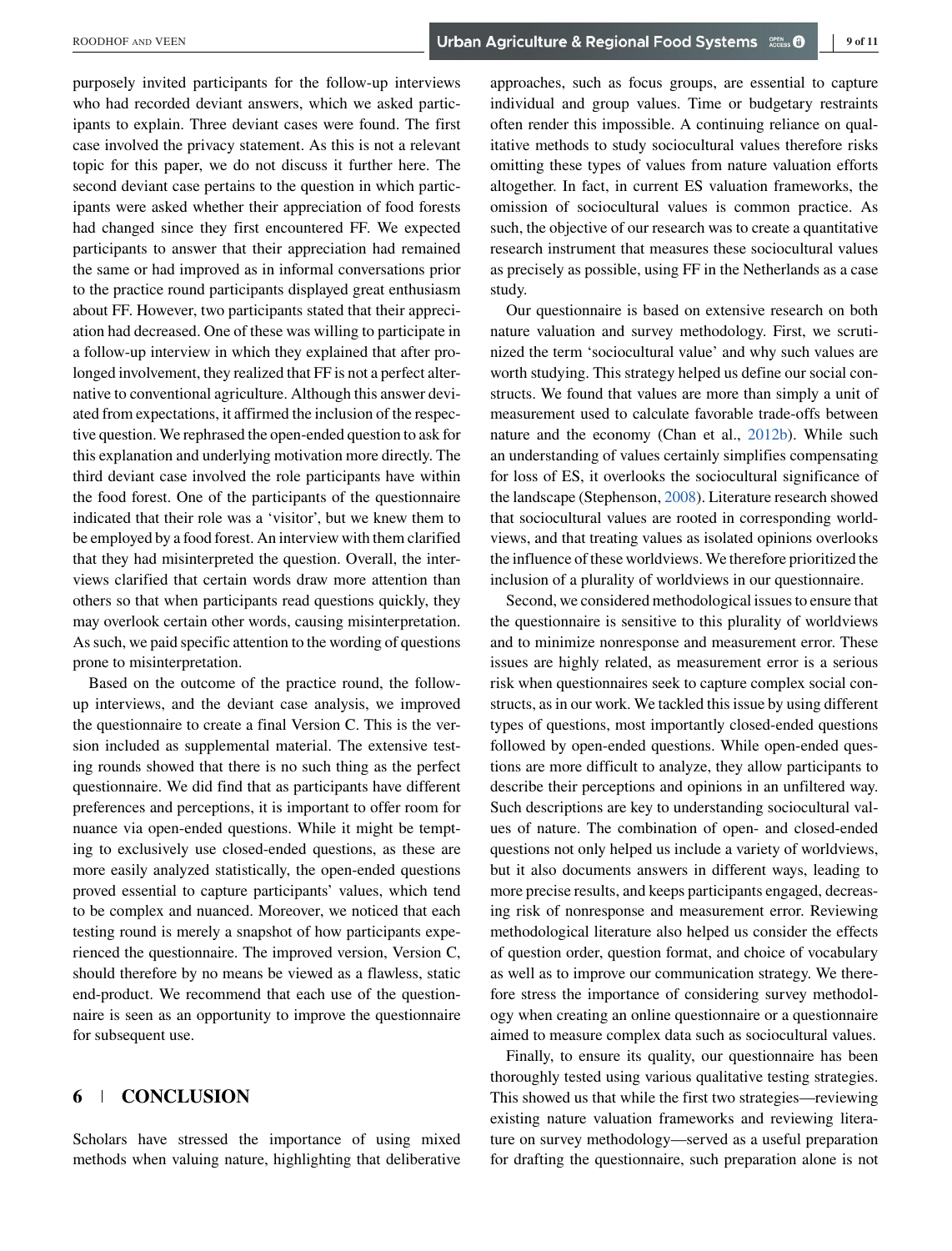purposely invited participants for the follow-up interviews who had recorded deviant answers, which we asked participants to explain. Three deviant cases were found. The first case involved the privacy statement. As this is not a relevant topic for this paper, we do not discuss it further here. The second deviant case pertains to the question in which participants were asked whether their appreciation of food forests had changed since they first encountered FF. We expected participants to answer that their appreciation had remained the same or had improved as in informal conversations prior to the practice round participants displayed great enthusiasm about FF. However, two participants stated that their appreciation had decreased. One of these was willing to participate in a follow-up interview in which they explained that after prolonged involvement, they realized that FF is not a perfect alternative to conventional agriculture. Although this answer deviated from expectations, it affirmed the inclusion of the respective question. We rephrased the open-ended question to ask for this explanation and underlying motivation more directly. The third deviant case involved the role participants have within the food forest. One of the participants of the questionnaire indicated that their role was a 'visitor', but we knew them to be employed by a food forest. An interview with them clarified that they had misinterpreted the question. Overall, the interviews clarified that certain words draw more attention than others so that when participants read questions quickly, they may overlook certain other words, causing misinterpretation. As such, we paid specific attention to the wording of questions prone to misinterpretation.

Based on the outcome of the practice round, the follow-up interviews, and the deviant case analysis, we improved the questionnaire to create a final Version C. This is the version included as supplemental material. The extensive testing rounds showed that there is no such thing as the perfect questionnaire. We did find that as participants have different preferences and perceptions, it is important to offer room for nuance via open-ended questions. While it might be tempting to exclusively use closed-ended questions, as these are more easily analyzed statistically, the open-ended questions proved essential to capture participants' values, which tend to be complex and nuanced. Moreover, we noticed that each testing round is merely a snapshot of how participants experienced the questionnaire. The improved version, Version C, should therefore by no means be viewed as a flawless, static end-product. We recommend that each use of the questionnaire is seen as an opportunity to improve the questionnaire for subsequent use.

## 6 CONCLUSION

Scholars have stressed the importance of using mixed methods when valuing nature, highlighting that deliberative approaches, such as focus groups, are essential to capture individual and group values. Time or budgetary restraints often render this impossible. A continuing reliance on qualitative methods to study sociocultural values therefore risks omitting these types of values from nature valuation efforts altogether. In fact, in current ES valuation frameworks, the omission of sociocultural values is common practice. As such, the objective of our research was to create a quantitative research instrument that measures these sociocultural values as precisely as possible, using FF in the Netherlands as a case study.

Our questionnaire is based on extensive research on both nature valuation and survey methodology. First, we scrutinized the term 'sociocultural value' and why such values are worth studying. This strategy helped us define our social constructs. We found that values are more than simply a unit of measurement used to calculate favorable trade-offs between nature and the economy (Chan et al., 2012b). While such an understanding of values certainly simplifies compensating for loss of ES, it overlooks the sociocultural significance of the landscape (Stephenson, 2008). Literature research showed that sociocultural values are rooted in corresponding worldviews, and that treating values as isolated opinions overlooks the influence of these worldviews. We therefore prioritized the inclusion of a plurality of worldviews in our questionnaire.

Second, we considered methodological issues to ensure that the questionnaire is sensitive to this plurality of worldviews and to minimize nonresponse and measurement error. These issues are highly related, as measurement error is a serious risk when questionnaires seek to capture complex social constructs, as in our work. We tackled this issue by using different types of questions, most importantly closed-ended questions followed by open-ended questions. While open-ended questions are more difficult to analyze, they allow participants to describe their perceptions and opinions in an unfiltered way. Such descriptions are key to understanding sociocultural values of nature. The combination of open- and closed-ended questions not only helped us include a variety of worldviews, but it also documents answers in different ways, leading to more precise results, and keeps participants engaged, decreasing risk of nonresponse and measurement error. Reviewing methodological literature also helped us consider the effects of question order, question format, and choice of vocabulary as well as to improve our communication strategy. We therefore stress the importance of considering survey methodology when creating an online questionnaire or a questionnaire aimed to measure complex data such as sociocultural values.

Finally, to ensure its quality, our questionnaire has been thoroughly tested using various qualitative testing strategies. This showed us that while the first two strategies—reviewing existing nature valuation frameworks and reviewing literature on survey methodology—served as a useful preparation for drafting the questionnaire, such preparation alone is not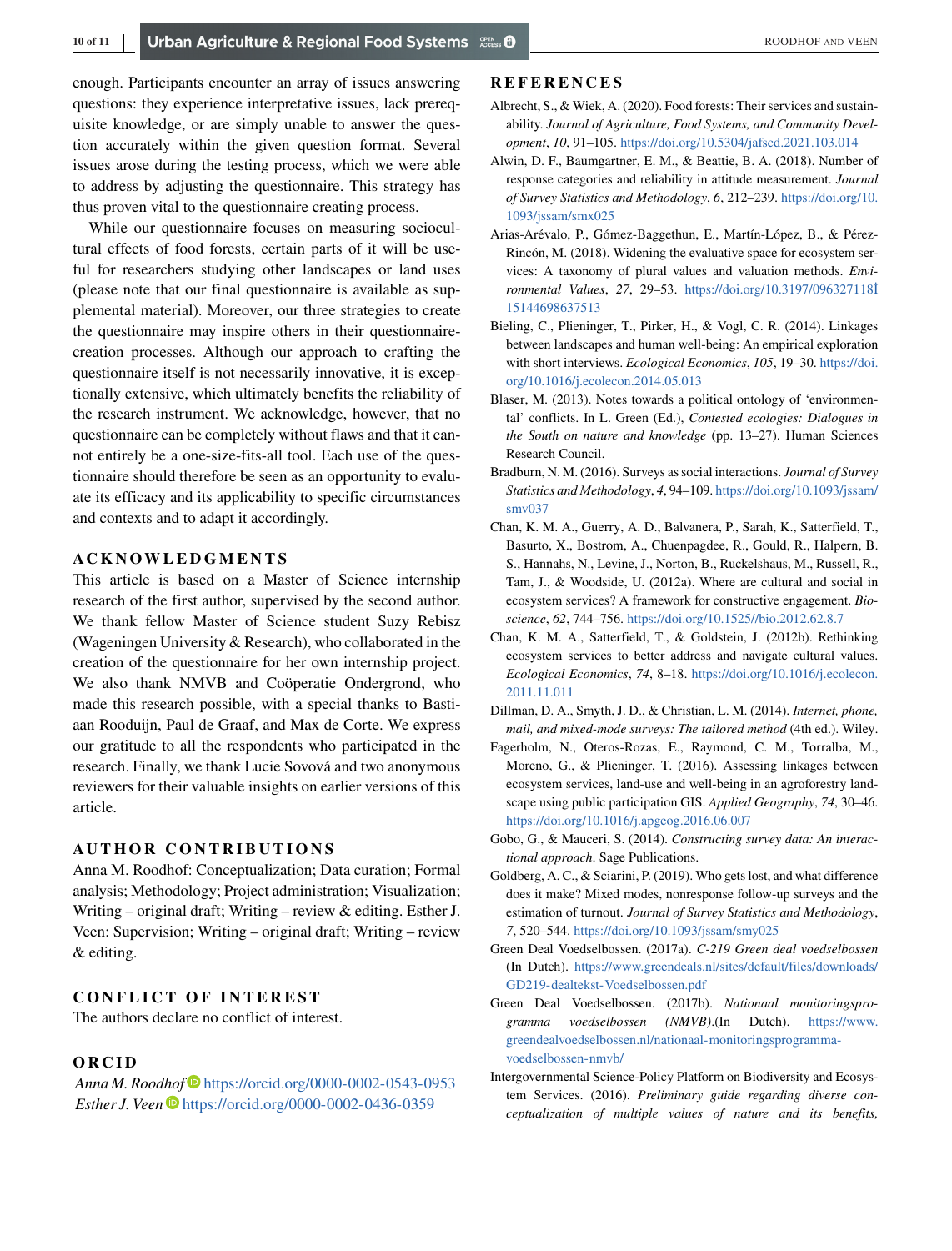enough. Participants encounter an array of issues answering questions: they experience interpretative issues, lack prerequisite knowledge, or are simply unable to answer the question accurately within the given question format. Several issues arose during the testing process, which we were able to address by adjusting the questionnaire. This strategy has thus proven vital to the questionnaire creating process.

While our questionnaire focuses on measuring sociocultural effects of food forests, certain parts of it will be useful for researchers studying other landscapes or land uses (please note that our final questionnaire is available as supplemental material). Moreover, our three strategies to create the questionnaire may inspire others in their questionnaire-creation processes. Although our approach to crafting the questionnaire itself is not necessarily innovative, it is exceptionally extensive, which ultimately benefits the reliability of the research instrument. We acknowledge, however, that no questionnaire can be completely without flaws and that it cannot entirely be a one-size-fits-all tool. Each use of the questionnaire should therefore be seen as an opportunity to evaluate its efficacy and its applicability to specific circumstances and contexts and to adapt it accordingly.

## ACKNOWLEDGMENTS

This article is based on a Master of Science internship research of the first author, supervised by the second author. We thank fellow Master of Science student Suzy Rebisz (Wageningen University & Research), who collaborated in the creation of the questionnaire for her own internship project. We also thank NMVB and Coöperatie Ondergrond, who made this research possible, with a special thanks to Bastiaan Rooduijn, Paul de Graaf, and Max de Corte. We express our gratitude to all the respondents who participated in the research. Finally, we thank Lucie Sovová and two anonymous reviewers for their valuable insights on earlier versions of this article.

## AUTHOR CONTRIBUTIONS

Anna M. Roodhof: Conceptualization; Data curation; Formal analysis; Methodology; Project administration; Visualization; Writing – original draft; Writing – review & editing. Esther J. Veen: Supervision; Writing – original draft; Writing – review & editing.

## CONFLICT OF INTEREST

The authors declare no conflict of interest.

## ORCID

*Anna M. Roodhof* https://orcid.org/0000-0002-0543-0953
*Esther J. Veen* https://orcid.org/0000-0002-0436-0359

## REFERENCES

Albrecht, S., & Wiek, A. (2020). Food forests: Their services and sustainability. *Journal of Agriculture, Food Systems, and Community Development*, *10*, 91–105. https://doi.org/10.5304/jafscd.2021.103.014

Alwin, D. F., Baumgartner, E. M., & Beattie, B. A. (2018). Number of response categories and reliability in attitude measurement. *Journal of Survey Statistics and Methodology*, *6*, 212–239. https://doi.org/10.1093/jssam/smx025

Arias-Arévalo, P., Gómez-Baggethun, E., Martín-López, B., & Pérez-Rincón, M. (2018). Widening the evaluative space for ecosystem services: A taxonomy of plural values and valuation methods. *Environmental Values*, *27*, 29–53. https://doi.org/10.3197/096327118İ15144698637513

Bieling, C., Plieninger, T., Pirker, H., & Vogl, C. R. (2014). Linkages between landscapes and human well-being: An empirical exploration with short interviews. *Ecological Economics*, *105*, 19–30. https://doi.org/10.1016/j.ecolecon.2014.05.013

Blaser, M. (2013). Notes towards a political ontology of 'environmental' conflicts. In L. Green (Ed.), *Contested ecologies: Dialogues in the South on nature and knowledge* (pp. 13–27). Human Sciences Research Council.

Bradburn, N. M. (2016). Surveys as social interactions. *Journal of Survey Statistics and Methodology*, *4*, 94–109. https://doi.org/10.1093/jssam/smv037

Chan, K. M. A., Guerry, A. D., Balvanera, P., Sarah, K., Satterfield, T., Basurto, X., Bostrom, A., Chuenpagdee, R., Gould, R., Halpern, B. S., Hannahs, N., Levine, J., Norton, B., Ruckelshaus, M., Russell, R., Tam, J., & Woodside, U. (2012a). Where are cultural and social in ecosystem services? A framework for constructive engagement. *Bioscience*, *62*, 744–756. https://doi.org/10.1525//bio.2012.62.8.7

Chan, K. M. A., Satterfield, T., & Goldstein, J. (2012b). Rethinking ecosystem services to better address and navigate cultural values. *Ecological Economics*, *74*, 8–18. https://doi.org/10.1016/j.ecolecon.2011.11.011

Dillman, D. A., Smyth, J. D., & Christian, L. M. (2014). *Internet, phone, mail, and mixed-mode surveys: The tailored method* (4th ed.). Wiley.

Fagerholm, N., Oteros-Rozas, E., Raymond, C. M., Torralba, M., Moreno, G., & Plieninger, T. (2016). Assessing linkages between ecosystem services, land-use and well-being in an agroforestry landscape using public participation GIS. *Applied Geography*, *74*, 30–46. https://doi.org/10.1016/j.apgeog.2016.06.007

Gobo, G., & Mauceri, S. (2014). *Constructing survey data: An interactional approach*. Sage Publications.

Goldberg, A. C., & Sciarini, P. (2019). Who gets lost, and what difference does it make? Mixed modes, nonresponse follow-up surveys and the estimation of turnout. *Journal of Survey Statistics and Methodology*, *7*, 520–544. https://doi.org/10.1093/jssam/smy025

Green Deal Voedselbossen. (2017a). *C-219 Green deal voedselbossen* (In Dutch). https://www.greendeals.nl/sites/default/files/downloads/GD219-dealtekst-Voedselbossen.pdf

Green Deal Voedselbossen. (2017b). *Nationaal monitoringsprogramma voedselbossen (NMVB)*.(In Dutch). https://www.greendealvoedselbossen.nl/nationaal-monitoringsprogramma-voedselbossen-nmvb/

Intergovernmental Science-Policy Platform on Biodiversity and Ecosystem Services. (2016). *Preliminary guide regarding diverse conceptualization of multiple values of nature and its benefits,*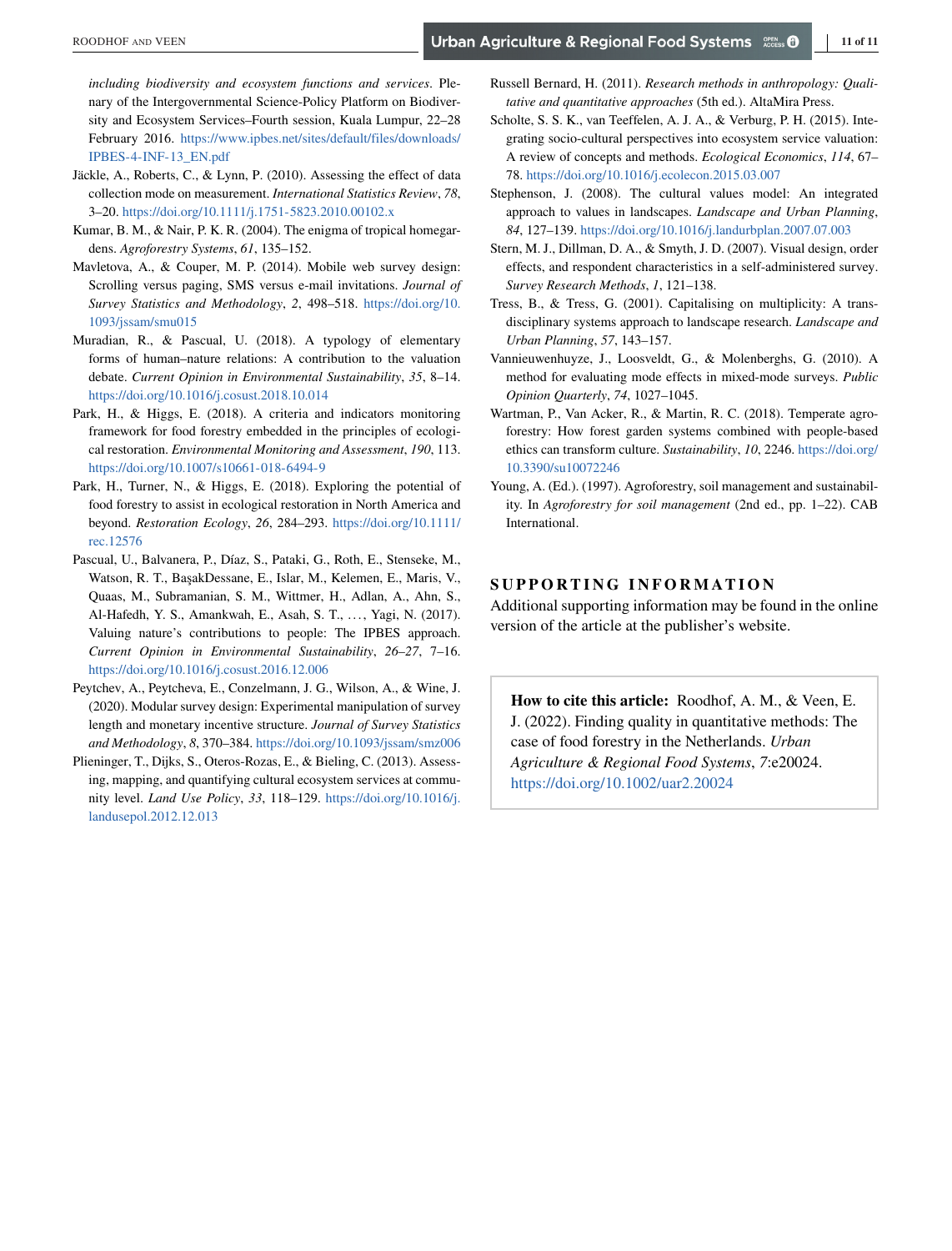*including biodiversity and ecosystem functions and services*. Plenary of the Intergovernmental Science-Policy Platform on Biodiversity and Ecosystem Services–Fourth session, Kuala Lumpur, 22–28 February 2016. https://www.ipbes.net/sites/default/files/downloads/IPBES-4-INF-13_EN.pdf

Jäckle, A., Roberts, C., & Lynn, P. (2010). Assessing the effect of data collection mode on measurement. *International Statistics Review*, *78*, 3–20. https://doi.org/10.1111/j.1751-5823.2010.00102.x

Kumar, B. M., & Nair, P. K. R. (2004). The enigma of tropical homegardens. *Agroforestry Systems*, *61*, 135–152.

Mavletova, A., & Couper, M. P. (2014). Mobile web survey design: Scrolling versus paging, SMS versus e-mail invitations. *Journal of Survey Statistics and Methodology*, *2*, 498–518. https://doi.org/10.1093/jssam/smu015

Muradian, R., & Pascual, U. (2018). A typology of elementary forms of human–nature relations: A contribution to the valuation debate. *Current Opinion in Environmental Sustainability*, *35*, 8–14. https://doi.org/10.1016/j.cosust.2018.10.014

Park, H., & Higgs, E. (2018). A criteria and indicators monitoring framework for food forestry embedded in the principles of ecological restoration. *Environmental Monitoring and Assessment*, *190*, 113. https://doi.org/10.1007/s10661-018-6494-9

Park, H., Turner, N., & Higgs, E. (2018). Exploring the potential of food forestry to assist in ecological restoration in North America and beyond. *Restoration Ecology*, *26*, 284–293. https://doi.org/10.1111/rec.12576

Pascual, U., Balvanera, P., Díaz, S., Pataki, G., Roth, E., Stenseke, M., Watson, R. T., BaşakDessane, E., Islar, M., Kelemen, E., Maris, V., Quaas, M., Subramanian, S. M., Wittmer, H., Adlan, A., Ahn, S., Al-Hafedh, Y. S., Amankwah, E., Asah, S. T., …, Yagi, N. (2017). Valuing nature's contributions to people: The IPBES approach. *Current Opinion in Environmental Sustainability*, *26–27*, 7–16. https://doi.org/10.1016/j.cosust.2016.12.006

Peytchev, A., Peytcheva, E., Conzelmann, J. G., Wilson, A., & Wine, J. (2020). Modular survey design: Experimental manipulation of survey length and monetary incentive structure. *Journal of Survey Statistics and Methodology*, *8*, 370–384. https://doi.org/10.1093/jssam/smz006

Plieninger, T., Dijks, S., Oteros-Rozas, E., & Bieling, C. (2013). Assessing, mapping, and quantifying cultural ecosystem services at community level. *Land Use Policy*, *33*, 118–129. https://doi.org/10.1016/j.landusepol.2012.12.013

Russell Bernard, H. (2011). *Research methods in anthropology: Qualitative and quantitative approaches* (5th ed.). AltaMira Press.

Scholte, S. S. K., van Teeffelen, A. J. A., & Verburg, P. H. (2015). Integrating socio-cultural perspectives into ecosystem service valuation: A review of concepts and methods. *Ecological Economics*, *114*, 67–78. https://doi.org/10.1016/j.ecolecon.2015.03.007

Stephenson, J. (2008). The cultural values model: An integrated approach to values in landscapes. *Landscape and Urban Planning*, *84*, 127–139. https://doi.org/10.1016/j.landurbplan.2007.07.003

Stern, M. J., Dillman, D. A., & Smyth, J. D. (2007). Visual design, order effects, and respondent characteristics in a self-administered survey. *Survey Research Methods*, *1*, 121–138.

Tress, B., & Tress, G. (2001). Capitalising on multiplicity: A transdisciplinary systems approach to landscape research. *Landscape and Urban Planning*, *57*, 143–157.

Vannieuwenhuyze, J., Loosveldt, G., & Molenberghs, G. (2010). A method for evaluating mode effects in mixed-mode surveys. *Public Opinion Quarterly*, *74*, 1027–1045.

Wartman, P., Van Acker, R., & Martin, R. C. (2018). Temperate agroforestry: How forest garden systems combined with people-based ethics can transform culture. *Sustainability*, *10*, 2246. https://doi.org/10.3390/su10072246

Young, A. (Ed.). (1997). Agroforestry, soil management and sustainability. In *Agroforestry for soil management* (2nd ed., pp. 1–22). CAB International.

## SUPPORTING INFORMATION

Additional supporting information may be found in the online version of the article at the publisher's website.

**How to cite this article:** Roodhof, A. M., & Veen, E. J. (2022). Finding quality in quantitative methods: The case of food forestry in the Netherlands. *Urban Agriculture & Regional Food Systems*, *7*:e20024. https://doi.org/10.1002/uar2.20024